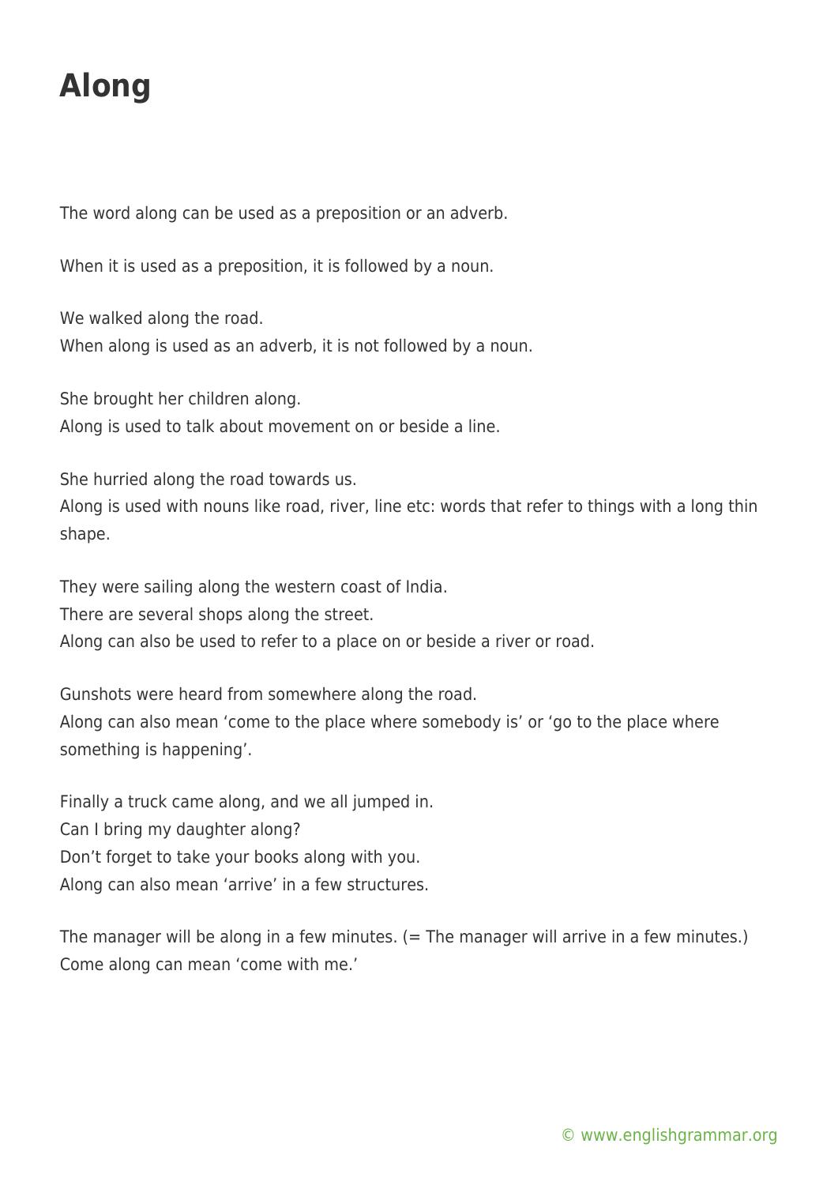# Along

The word along can be used as a preposition or an adverb.

When it is used as a preposition, it is followed by a noun.

We walked along the road.
When along is used as an adverb, it is not followed by a noun.

She brought her children along.
Along is used to talk about movement on or beside a line.

She hurried along the road towards us.
Along is used with nouns like road, river, line etc: words that refer to things with a long thin shape.

They were sailing along the western coast of India.
There are several shops along the street.
Along can also be used to refer to a place on or beside a river or road.

Gunshots were heard from somewhere along the road.
Along can also mean 'come to the place where somebody is' or 'go to the place where something is happening'.

Finally a truck came along, and we all jumped in.
Can I bring my daughter along?
Don't forget to take your books along with you.
Along can also mean 'arrive' in a few structures.

The manager will be along in a few minutes. (= The manager will arrive in a few minutes.)
Come along can mean 'come with me.'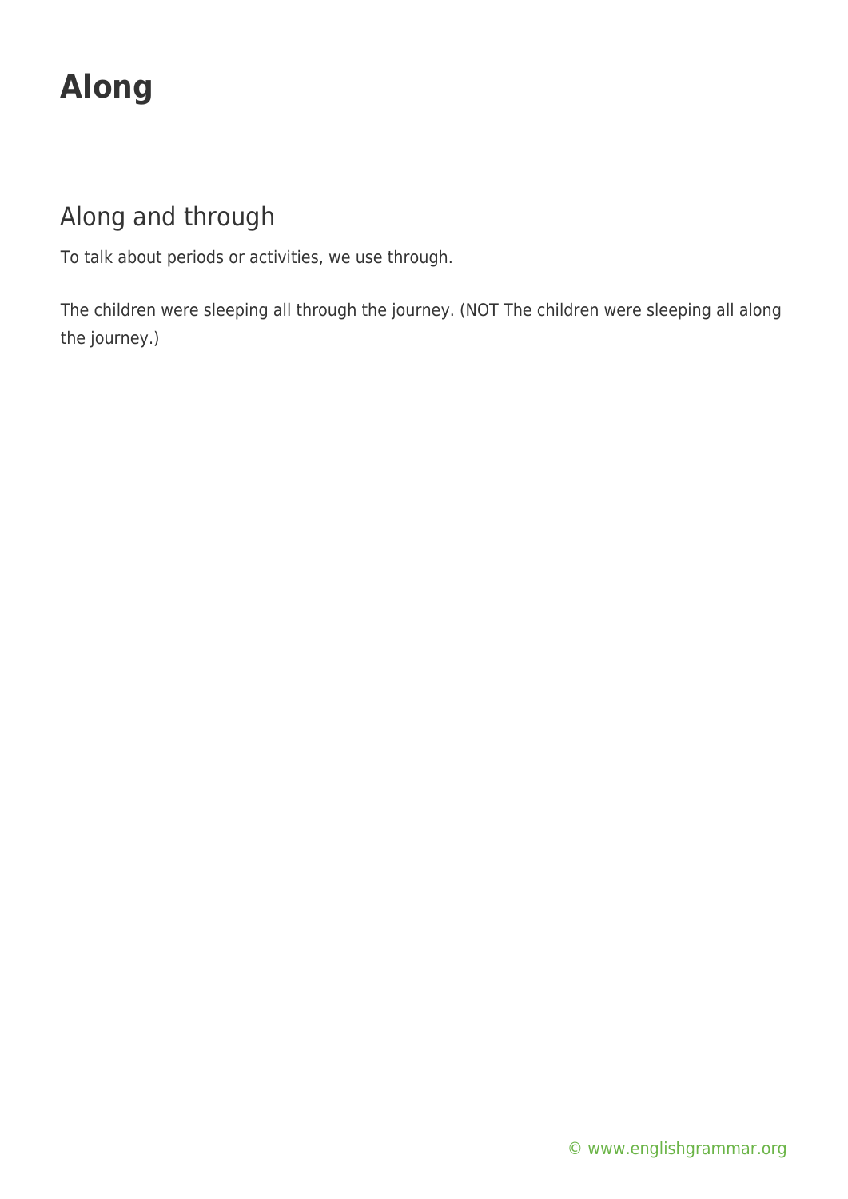# Along

## Along and through

To talk about periods or activities, we use through.

The children were sleeping all through the journey. (NOT The children were sleeping all along the journey.)